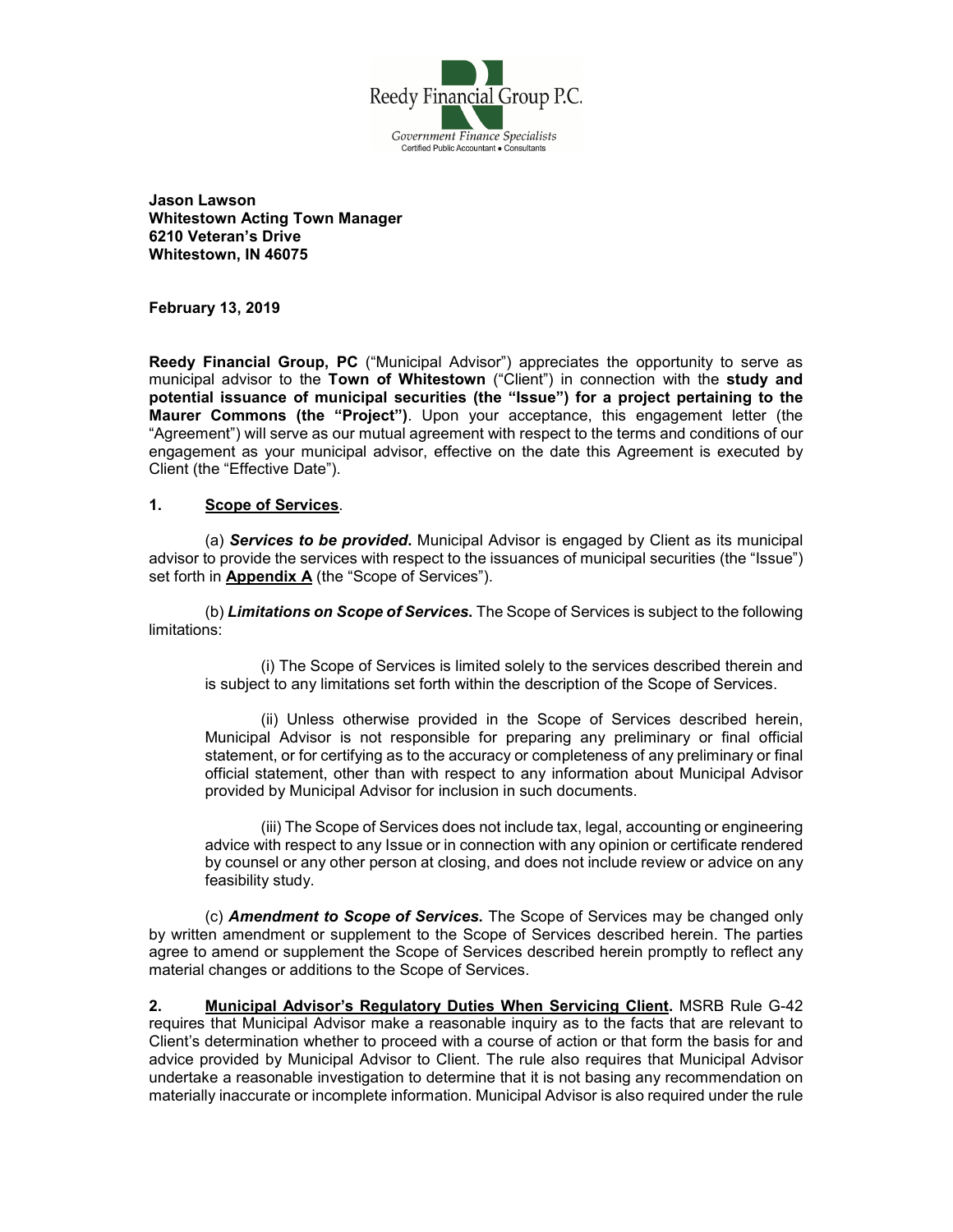Reedy Financial Group P.C.

*Government Finance Specialists*

Certified Public Accountant • Consultants

**Jason Lawson**
**Whitestown Acting Town Manager**
**6210 Veteran's Drive**
**Whitestown, IN 46075**

**February 13, 2019**

**Reedy Financial Group, PC** ("Municipal Advisor") appreciates the opportunity to serve as municipal advisor to the **Town of Whitestown** ("Client") in connection with the **study and potential issuance of municipal securities (the "Issue") for a project pertaining to the Maurer Commons (the "Project")**. Upon your acceptance, this engagement letter (the "Agreement") will serve as our mutual agreement with respect to the terms and conditions of our engagement as your municipal advisor, effective on the date this Agreement is executed by Client (the "Effective Date").

**1. <u>Scope of Services</u>.**

(a) ***Services to be provided.*** Municipal Advisor is engaged by Client as its municipal advisor to provide the services with respect to the issuances of municipal securities (the "Issue") set forth in **<u>Appendix A</u>** (the "Scope of Services").

(b) ***Limitations on Scope of Services.*** The Scope of Services is subject to the following limitations:

(i) The Scope of Services is limited solely to the services described therein and is subject to any limitations set forth within the description of the Scope of Services.

(ii) Unless otherwise provided in the Scope of Services described herein, Municipal Advisor is not responsible for preparing any preliminary or final official statement, or for certifying as to the accuracy or completeness of any preliminary or final official statement, other than with respect to any information about Municipal Advisor provided by Municipal Advisor for inclusion in such documents.

(iii) The Scope of Services does not include tax, legal, accounting or engineering advice with respect to any Issue or in connection with any opinion or certificate rendered by counsel or any other person at closing, and does not include review or advice on any feasibility study.

(c) ***Amendment to Scope of Services.*** The Scope of Services may be changed only by written amendment or supplement to the Scope of Services described herein. The parties agree to amend or supplement the Scope of Services described herein promptly to reflect any material changes or additions to the Scope of Services.

**2. <u>Municipal Advisor's Regulatory Duties When Servicing Client</u>.** MSRB Rule G-42 requires that Municipal Advisor make a reasonable inquiry as to the facts that are relevant to Client's determination whether to proceed with a course of action or that form the basis for and advice provided by Municipal Advisor to Client. The rule also requires that Municipal Advisor undertake a reasonable investigation to determine that it is not basing any recommendation on materially inaccurate or incomplete information. Municipal Advisor is also required under the rule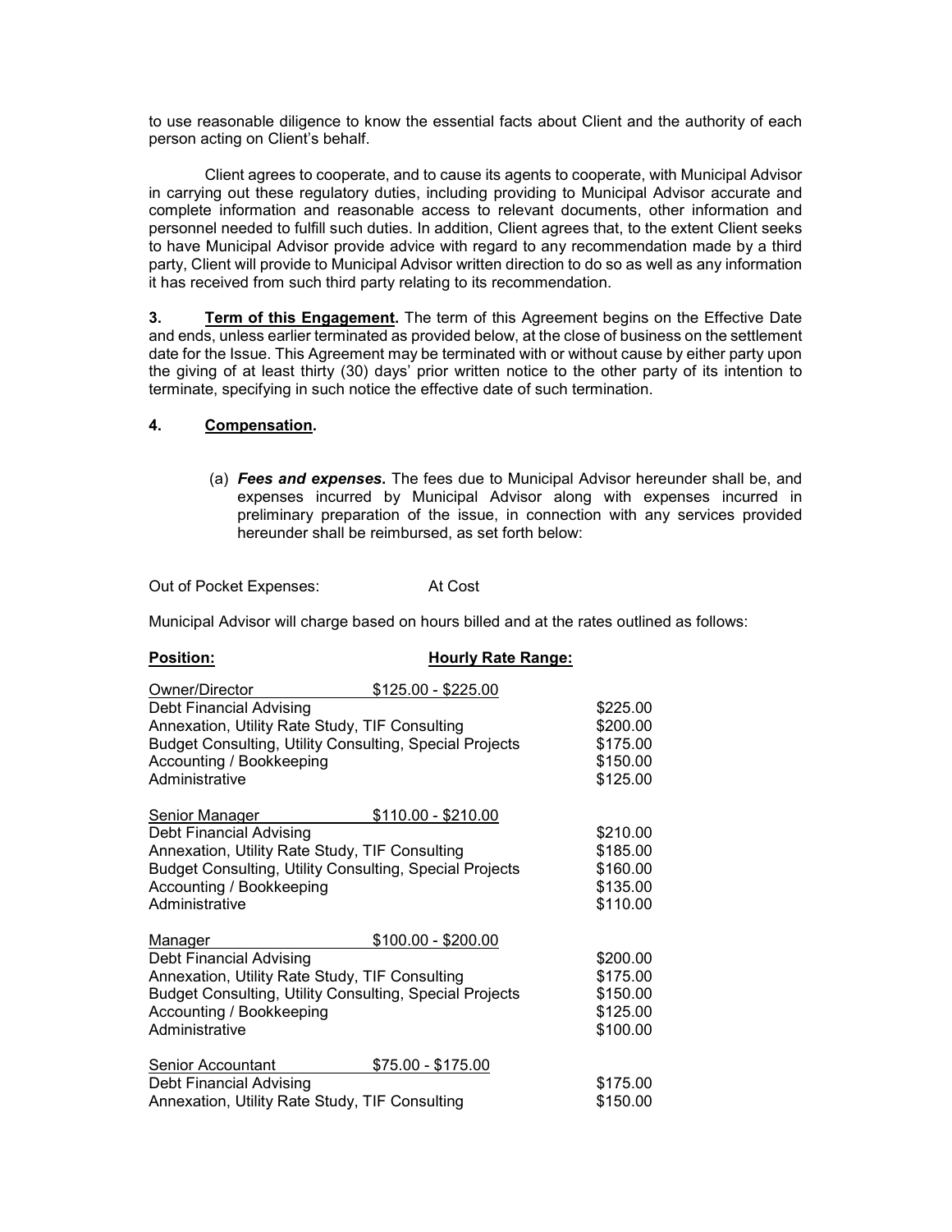to use reasonable diligence to know the essential facts about Client and the authority of each person acting on Client's behalf.

Client agrees to cooperate, and to cause its agents to cooperate, with Municipal Advisor in carrying out these regulatory duties, including providing to Municipal Advisor accurate and complete information and reasonable access to relevant documents, other information and personnel needed to fulfill such duties. In addition, Client agrees that, to the extent Client seeks to have Municipal Advisor provide advice with regard to any recommendation made by a third party, Client will provide to Municipal Advisor written direction to do so as well as any information it has received from such third party relating to its recommendation.

**3. Term of this Engagement.** The term of this Agreement begins on the Effective Date and ends, unless earlier terminated as provided below, at the close of business on the settlement date for the Issue. This Agreement may be terminated with or without cause by either party upon the giving of at least thirty (30) days' prior written notice to the other party of its intention to terminate, specifying in such notice the effective date of such termination.

**4. Compensation.**

(a) ***Fees and expenses***. The fees due to Municipal Advisor hereunder shall be, and expenses incurred by Municipal Advisor along with expenses incurred in preliminary preparation of the issue, in connection with any services provided hereunder shall be reimbursed, as set forth below:

Out of Pocket Expenses: At Cost

Municipal Advisor will charge based on hours billed and at the rates outlined as follows:

| **Position:** | **Hourly Rate Range:** | |
|---|---|---|
| Owner/Director | $125.00 - $225.00 | |
| Debt Financial Advising | | $225.00 |
| Annexation, Utility Rate Study, TIF Consulting | | $200.00 |
| Budget Consulting, Utility Consulting, Special Projects | | $175.00 |
| Accounting / Bookkeeping | | $150.00 |
| Administrative | | $125.00 |
| Senior Manager | $110.00 - $210.00 | |
| Debt Financial Advising | | $210.00 |
| Annexation, Utility Rate Study, TIF Consulting | | $185.00 |
| Budget Consulting, Utility Consulting, Special Projects | | $160.00 |
| Accounting / Bookkeeping | | $135.00 |
| Administrative | | $110.00 |
| Manager | $100.00 - $200.00 | |
| Debt Financial Advising | | $200.00 |
| Annexation, Utility Rate Study, TIF Consulting | | $175.00 |
| Budget Consulting, Utility Consulting, Special Projects | | $150.00 |
| Accounting / Bookkeeping | | $125.00 |
| Administrative | | $100.00 |
| Senior Accountant | $75.00 - $175.00 | |
| Debt Financial Advising | | $175.00 |
| Annexation, Utility Rate Study, TIF Consulting | | $150.00 |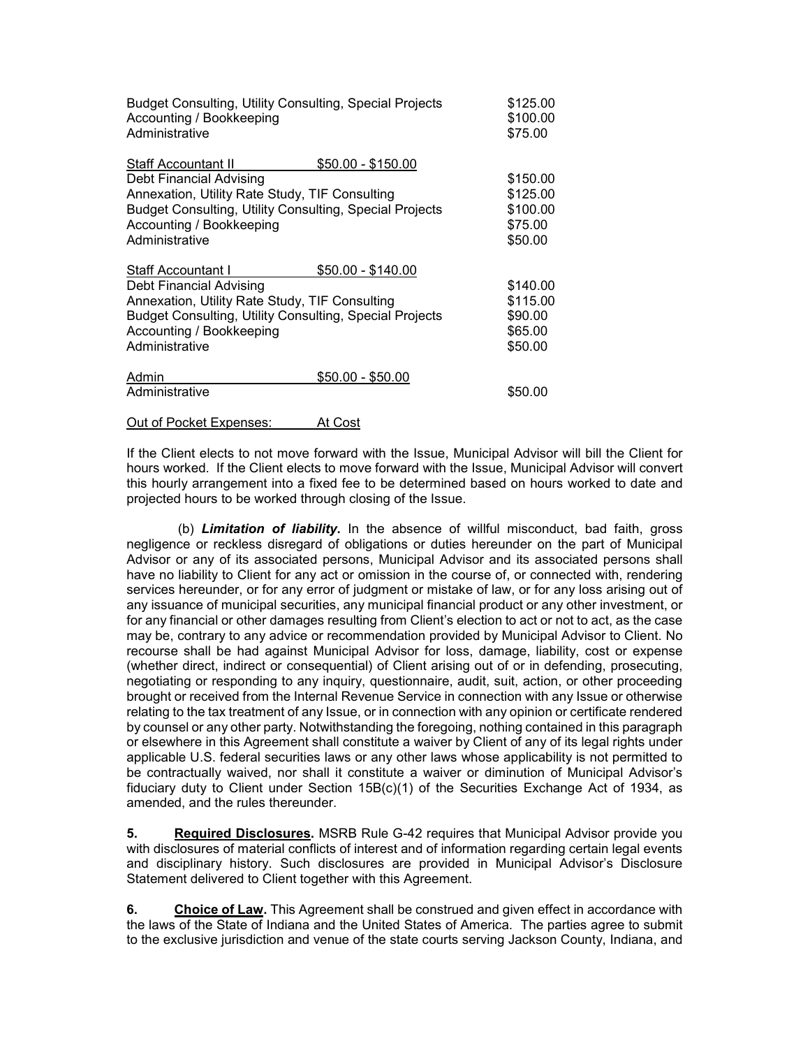| | |
|---|---|
| Budget Consulting, Utility Consulting, Special Projects | $125.00 |
| Accounting / Bookkeeping | $100.00 |
| Administrative | $75.00 |

| Staff Accountant II | $50.00 - $150.00 |
|---|---|
| Debt Financial Advising | $150.00 |
| Annexation, Utility Rate Study, TIF Consulting | $125.00 |
| Budget Consulting, Utility Consulting, Special Projects | $100.00 |
| Accounting / Bookkeeping | $75.00 |
| Administrative | $50.00 |

| Staff Accountant I | $50.00 - $140.00 |
|---|---|
| Debt Financial Advising | $140.00 |
| Annexation, Utility Rate Study, TIF Consulting | $115.00 |
| Budget Consulting, Utility Consulting, Special Projects | $90.00 |
| Accounting / Bookkeeping | $65.00 |
| Administrative | $50.00 |

| Admin | $50.00 - $50.00 |
|---|---|
| Administrative | $50.00 |

Out of Pocket Expenses: At Cost

If the Client elects to not move forward with the Issue, Municipal Advisor will bill the Client for hours worked. If the Client elects to move forward with the Issue, Municipal Advisor will convert this hourly arrangement into a fixed fee to be determined based on hours worked to date and projected hours to be worked through closing of the Issue.

(b) ***Limitation of liability***. In the absence of willful misconduct, bad faith, gross negligence or reckless disregard of obligations or duties hereunder on the part of Municipal Advisor or any of its associated persons, Municipal Advisor and its associated persons shall have no liability to Client for any act or omission in the course of, or connected with, rendering services hereunder, or for any error of judgment or mistake of law, or for any loss arising out of any issuance of municipal securities, any municipal financial product or any other investment, or for any financial or other damages resulting from Client's election to act or not to act, as the case may be, contrary to any advice or recommendation provided by Municipal Advisor to Client. No recourse shall be had against Municipal Advisor for loss, damage, liability, cost or expense (whether direct, indirect or consequential) of Client arising out of or in defending, prosecuting, negotiating or responding to any inquiry, questionnaire, audit, suit, action, or other proceeding brought or received from the Internal Revenue Service in connection with any Issue or otherwise relating to the tax treatment of any Issue, or in connection with any opinion or certificate rendered by counsel or any other party. Notwithstanding the foregoing, nothing contained in this paragraph or elsewhere in this Agreement shall constitute a waiver by Client of any of its legal rights under applicable U.S. federal securities laws or any other laws whose applicability is not permitted to be contractually waived, nor shall it constitute a waiver or diminution of Municipal Advisor's fiduciary duty to Client under Section 15B(c)(1) of the Securities Exchange Act of 1934, as amended, and the rules thereunder.

**5. Required Disclosures.** MSRB Rule G-42 requires that Municipal Advisor provide you with disclosures of material conflicts of interest and of information regarding certain legal events and disciplinary history. Such disclosures are provided in Municipal Advisor's Disclosure Statement delivered to Client together with this Agreement.

**6. Choice of Law.** This Agreement shall be construed and given effect in accordance with the laws of the State of Indiana and the United States of America. The parties agree to submit to the exclusive jurisdiction and venue of the state courts serving Jackson County, Indiana, and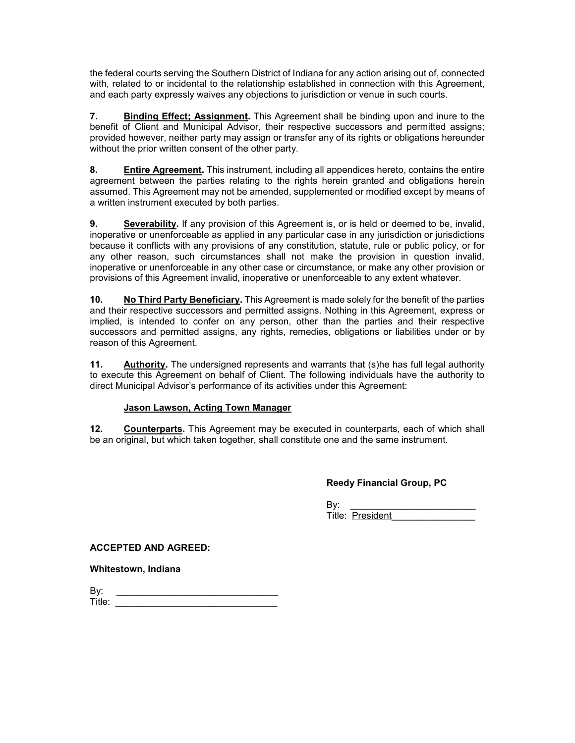the federal courts serving the Southern District of Indiana for any action arising out of, connected with, related to or incidental to the relationship established in connection with this Agreement, and each party expressly waives any objections to jurisdiction or venue in such courts.

**7. <u>Binding Effect; Assignment</u>.** This Agreement shall be binding upon and inure to the benefit of Client and Municipal Advisor, their respective successors and permitted assigns; provided however, neither party may assign or transfer any of its rights or obligations hereunder without the prior written consent of the other party.

**8. <u>Entire Agreement</u>.** This instrument, including all appendices hereto, contains the entire agreement between the parties relating to the rights herein granted and obligations herein assumed. This Agreement may not be amended, supplemented or modified except by means of a written instrument executed by both parties.

**9. <u>Severability</u>.** If any provision of this Agreement is, or is held or deemed to be, invalid, inoperative or unenforceable as applied in any particular case in any jurisdiction or jurisdictions because it conflicts with any provisions of any constitution, statute, rule or public policy, or for any other reason, such circumstances shall not make the provision in question invalid, inoperative or unenforceable in any other case or circumstance, or make any other provision or provisions of this Agreement invalid, inoperative or unenforceable to any extent whatever.

**10. <u>No Third Party Beneficiary</u>.** This Agreement is made solely for the benefit of the parties and their respective successors and permitted assigns. Nothing in this Agreement, express or implied, is intended to confer on any person, other than the parties and their respective successors and permitted assigns, any rights, remedies, obligations or liabilities under or by reason of this Agreement.

**11. <u>Authority</u>.** The undersigned represents and warrants that (s)he has full legal authority to execute this Agreement on behalf of Client. The following individuals have the authority to direct Municipal Advisor's performance of its activities under this Agreement:

**<u>Jason Lawson, Acting Town Manager</u>**

**12. <u>Counterparts</u>.** This Agreement may be executed in counterparts, each of which shall be an original, but which taken together, shall constitute one and the same instrument.

**Reedy Financial Group, PC**

By: ________________________
Title: <u>President</u>________________

**ACCEPTED AND AGREED:**

**Whitestown, Indiana**

By: ______________________________
Title: ______________________________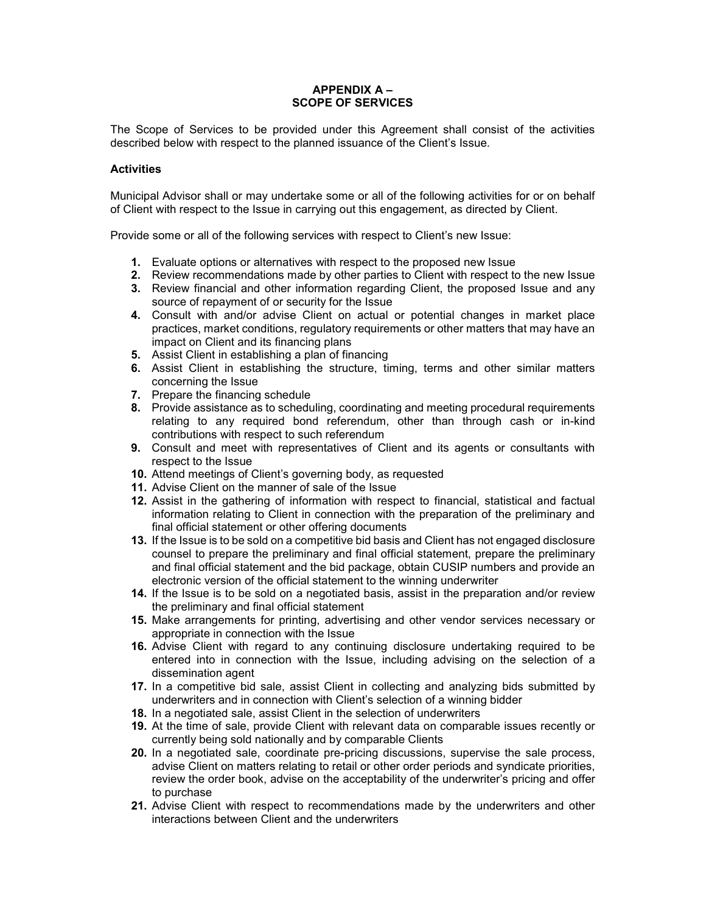# APPENDIX A –
# SCOPE OF SERVICES

The Scope of Services to be provided under this Agreement shall consist of the activities described below with respect to the planned issuance of the Client's Issue.

**Activities**

Municipal Advisor shall or may undertake some or all of the following activities for or on behalf of Client with respect to the Issue in carrying out this engagement, as directed by Client.

Provide some or all of the following services with respect to Client's new Issue:

1. Evaluate options or alternatives with respect to the proposed new Issue
2. Review recommendations made by other parties to Client with respect to the new Issue
3. Review financial and other information regarding Client, the proposed Issue and any source of repayment of or security for the Issue
4. Consult with and/or advise Client on actual or potential changes in market place practices, market conditions, regulatory requirements or other matters that may have an impact on Client and its financing plans
5. Assist Client in establishing a plan of financing
6. Assist Client in establishing the structure, timing, terms and other similar matters concerning the Issue
7. Prepare the financing schedule
8. Provide assistance as to scheduling, coordinating and meeting procedural requirements relating to any required bond referendum, other than through cash or in-kind contributions with respect to such referendum
9. Consult and meet with representatives of Client and its agents or consultants with respect to the Issue
10. Attend meetings of Client's governing body, as requested
11. Advise Client on the manner of sale of the Issue
12. Assist in the gathering of information with respect to financial, statistical and factual information relating to Client in connection with the preparation of the preliminary and final official statement or other offering documents
13. If the Issue is to be sold on a competitive bid basis and Client has not engaged disclosure counsel to prepare the preliminary and final official statement, prepare the preliminary and final official statement and the bid package, obtain CUSIP numbers and provide an electronic version of the official statement to the winning underwriter
14. If the Issue is to be sold on a negotiated basis, assist in the preparation and/or review the preliminary and final official statement
15. Make arrangements for printing, advertising and other vendor services necessary or appropriate in connection with the Issue
16. Advise Client with regard to any continuing disclosure undertaking required to be entered into in connection with the Issue, including advising on the selection of a dissemination agent
17. In a competitive bid sale, assist Client in collecting and analyzing bids submitted by underwriters and in connection with Client's selection of a winning bidder
18. In a negotiated sale, assist Client in the selection of underwriters
19. At the time of sale, provide Client with relevant data on comparable issues recently or currently being sold nationally and by comparable Clients
20. In a negotiated sale, coordinate pre-pricing discussions, supervise the sale process, advise Client on matters relating to retail or other order periods and syndicate priorities, review the order book, advise on the acceptability of the underwriter's pricing and offer to purchase
21. Advise Client with respect to recommendations made by the underwriters and other interactions between Client and the underwriters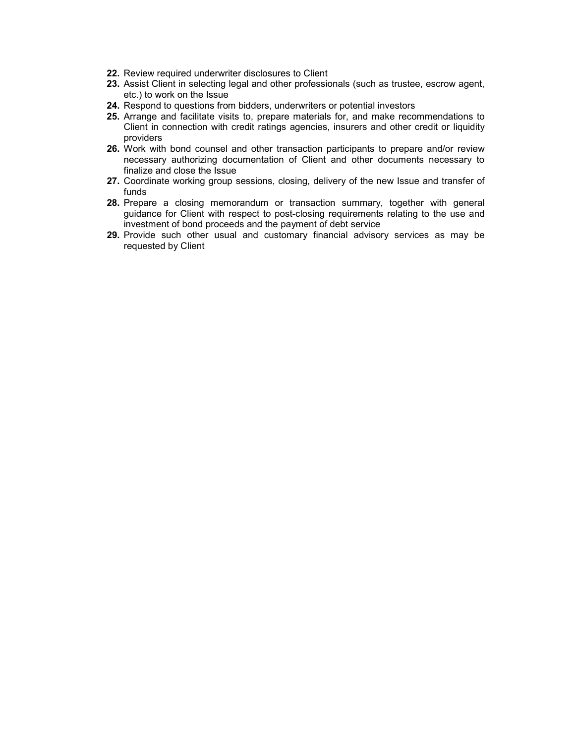22. Review required underwriter disclosures to Client
23. Assist Client in selecting legal and other professionals (such as trustee, escrow agent, etc.) to work on the Issue
24. Respond to questions from bidders, underwriters or potential investors
25. Arrange and facilitate visits to, prepare materials for, and make recommendations to Client in connection with credit ratings agencies, insurers and other credit or liquidity providers
26. Work with bond counsel and other transaction participants to prepare and/or review necessary authorizing documentation of Client and other documents necessary to finalize and close the Issue
27. Coordinate working group sessions, closing, delivery of the new Issue and transfer of funds
28. Prepare a closing memorandum or transaction summary, together with general guidance for Client with respect to post-closing requirements relating to the use and investment of bond proceeds and the payment of debt service
29. Provide such other usual and customary financial advisory services as may be requested by Client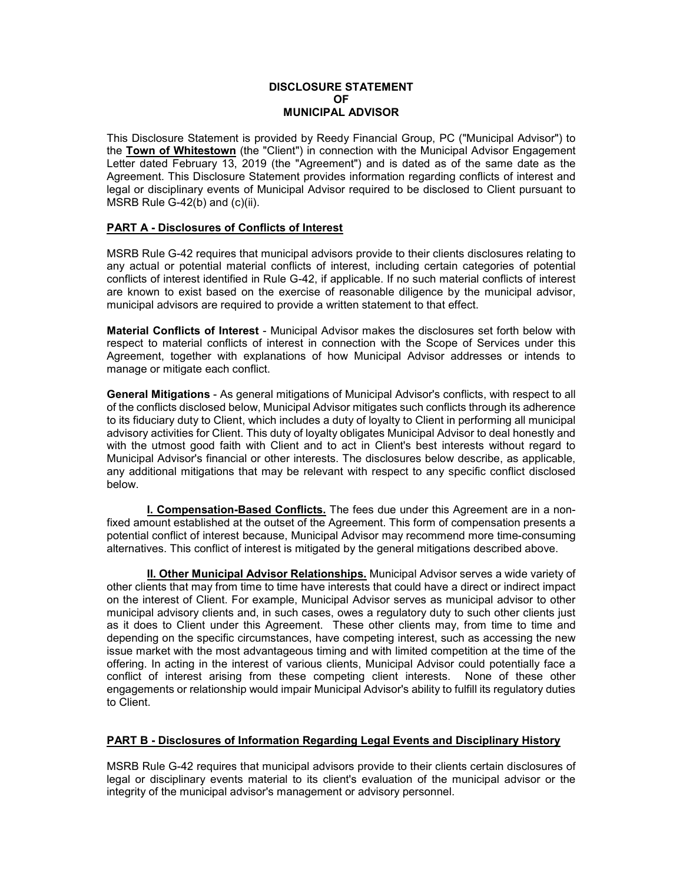# DISCLOSURE STATEMENT
# OF
# MUNICIPAL ADVISOR

This Disclosure Statement is provided by Reedy Financial Group, PC ("Municipal Advisor") to the **Town of Whitestown** (the "Client") in connection with the Municipal Advisor Engagement Letter dated February 13, 2019 (the "Agreement") and is dated as of the same date as the Agreement. This Disclosure Statement provides information regarding conflicts of interest and legal or disciplinary events of Municipal Advisor required to be disclosed to Client pursuant to MSRB Rule G-42(b) and (c)(ii).

## PART A - Disclosures of Conflicts of Interest

MSRB Rule G-42 requires that municipal advisors provide to their clients disclosures relating to any actual or potential material conflicts of interest, including certain categories of potential conflicts of interest identified in Rule G-42, if applicable. If no such material conflicts of interest are known to exist based on the exercise of reasonable diligence by the municipal advisor, municipal advisors are required to provide a written statement to that effect.

**Material Conflicts of Interest** - Municipal Advisor makes the disclosures set forth below with respect to material conflicts of interest in connection with the Scope of Services under this Agreement, together with explanations of how Municipal Advisor addresses or intends to manage or mitigate each conflict.

**General Mitigations** - As general mitigations of Municipal Advisor's conflicts, with respect to all of the conflicts disclosed below, Municipal Advisor mitigates such conflicts through its adherence to its fiduciary duty to Client, which includes a duty of loyalty to Client in performing all municipal advisory activities for Client. This duty of loyalty obligates Municipal Advisor to deal honestly and with the utmost good faith with Client and to act in Client's best interests without regard to Municipal Advisor's financial or other interests. The disclosures below describe, as applicable, any additional mitigations that may be relevant with respect to any specific conflict disclosed below.

**I. Compensation-Based Conflicts.** The fees due under this Agreement are in a non-fixed amount established at the outset of the Agreement. This form of compensation presents a potential conflict of interest because, Municipal Advisor may recommend more time-consuming alternatives. This conflict of interest is mitigated by the general mitigations described above.

**II. Other Municipal Advisor Relationships.** Municipal Advisor serves a wide variety of other clients that may from time to time have interests that could have a direct or indirect impact on the interest of Client. For example, Municipal Advisor serves as municipal advisor to other municipal advisory clients and, in such cases, owes a regulatory duty to such other clients just as it does to Client under this Agreement. These other clients may, from time to time and depending on the specific circumstances, have competing interest, such as accessing the new issue market with the most advantageous timing and with limited competition at the time of the offering. In acting in the interest of various clients, Municipal Advisor could potentially face a conflict of interest arising from these competing client interests. None of these other engagements or relationship would impair Municipal Advisor's ability to fulfill its regulatory duties to Client.

## PART B - Disclosures of Information Regarding Legal Events and Disciplinary History

MSRB Rule G-42 requires that municipal advisors provide to their clients certain disclosures of legal or disciplinary events material to its client's evaluation of the municipal advisor or the integrity of the municipal advisor's management or advisory personnel.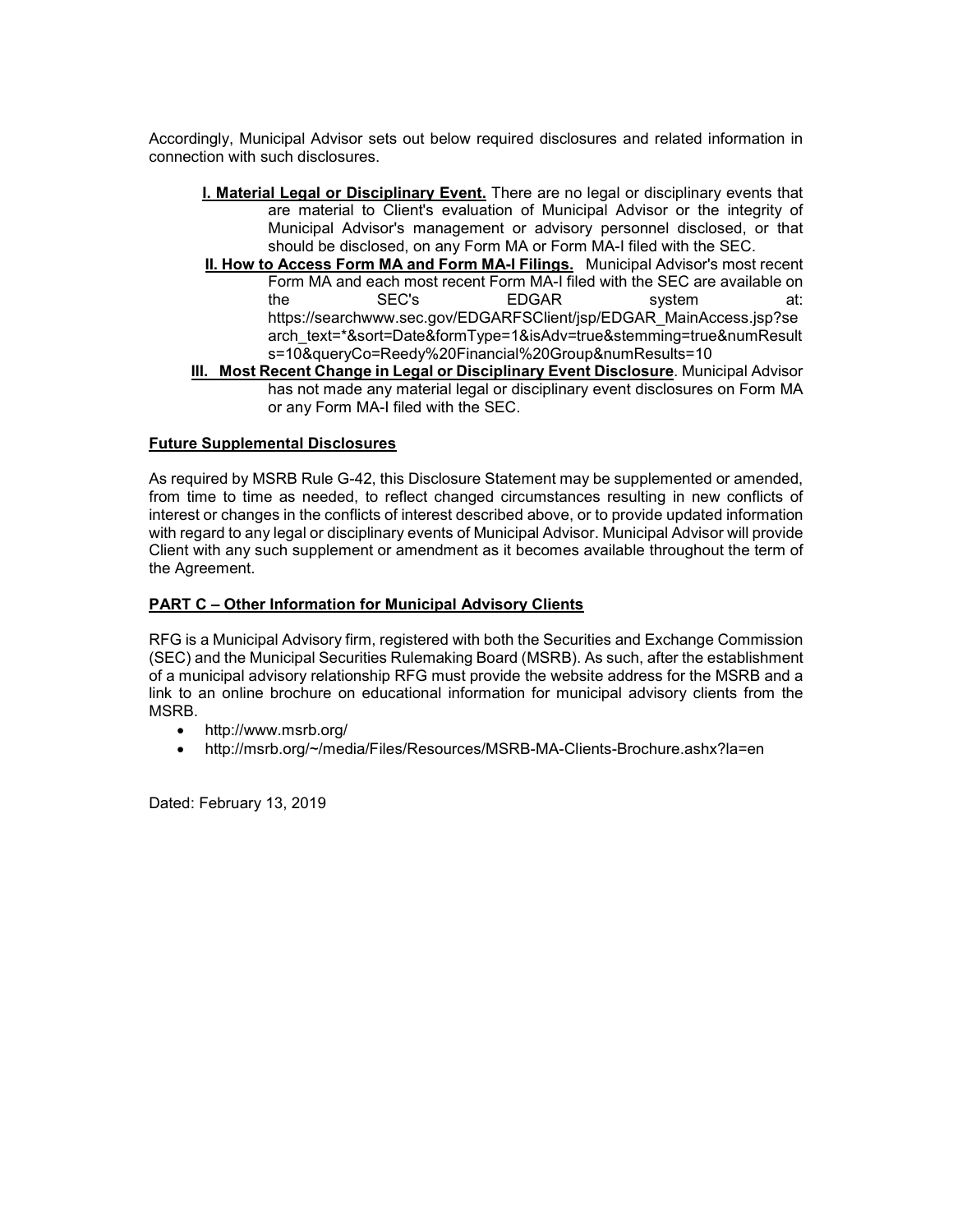Accordingly, Municipal Advisor sets out below required disclosures and related information in connection with such disclosures.

**I. Material Legal or Disciplinary Event.** There are no legal or disciplinary events that are material to Client's evaluation of Municipal Advisor or the integrity of Municipal Advisor's management or advisory personnel disclosed, or that should be disclosed, on any Form MA or Form MA-I filed with the SEC.

**II. How to Access Form MA and Form MA-I Filings.** Municipal Advisor's most recent Form MA and each most recent Form MA-I filed with the SEC are available on the SEC's EDGAR system at: https://searchwww.sec.gov/EDGARFSClient/jsp/EDGAR_MainAccess.jsp?search_text=*&sort=Date&formType=1&isAdv=true&stemming=true&numResults=10&queryCo=Reedy%20Financial%20Group&numResults=10

**III. Most Recent Change in Legal or Disciplinary Event Disclosure**. Municipal Advisor has not made any material legal or disciplinary event disclosures on Form MA or any Form MA-I filed with the SEC.

**Future Supplemental Disclosures**

As required by MSRB Rule G-42, this Disclosure Statement may be supplemented or amended, from time to time as needed, to reflect changed circumstances resulting in new conflicts of interest or changes in the conflicts of interest described above, or to provide updated information with regard to any legal or disciplinary events of Municipal Advisor. Municipal Advisor will provide Client with any such supplement or amendment as it becomes available throughout the term of the Agreement.

**PART C – Other Information for Municipal Advisory Clients**

RFG is a Municipal Advisory firm, registered with both the Securities and Exchange Commission (SEC) and the Municipal Securities Rulemaking Board (MSRB). As such, after the establishment of a municipal advisory relationship RFG must provide the website address for the MSRB and a link to an online brochure on educational information for municipal advisory clients from the MSRB.

- http://www.msrb.org/
- http://msrb.org/~/media/Files/Resources/MSRB-MA-Clients-Brochure.ashx?la=en

Dated: February 13, 2019